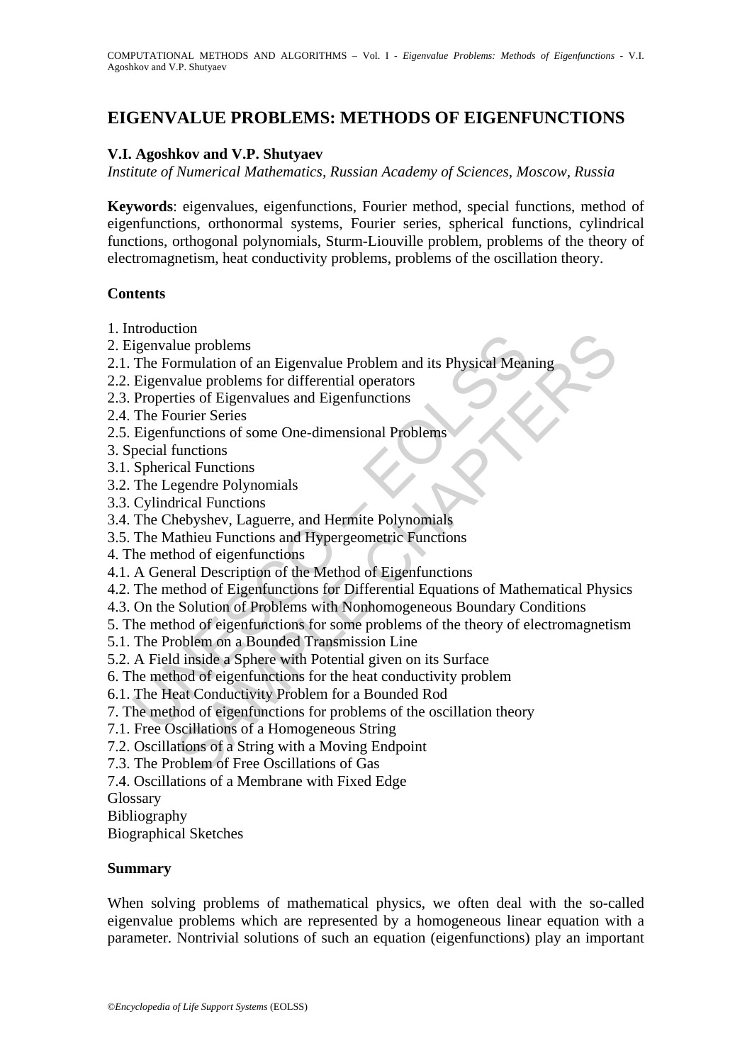# EIGENVALUE PROBLEMS: METHODS OF EIGENFUNCTIONS

**V.I. Agoshkov and V.P. Shutyaev**

*Institute of Numerical Mathematics, Russian Academy of Sciences, Moscow, Russia*

**Keywords**: eigenvalues, eigenfunctions, Fourier method, special functions, method of eigenfunctions, orthonormal systems, Fourier series, spherical functions, cylindrical functions, orthogonal polynomials, Sturm-Liouville problem, problems of the theory of electromagnetism, heat conductivity problems, problems of the oscillation theory.

**Contents**

1. Introduction
2. Eigenvalue problems
2.1. The Formulation of an Eigenvalue Problem and its Physical Meaning
2.2. Eigenvalue problems for differential operators
2.3. Properties of Eigenvalues and Eigenfunctions
2.4. The Fourier Series
2.5. Eigenfunctions of some One-dimensional Problems
3. Special functions
3.1. Spherical Functions
3.2. The Legendre Polynomials
3.3. Cylindrical Functions
3.4. The Chebyshev, Laguerre, and Hermite Polynomials
3.5. The Mathieu Functions and Hypergeometric Functions
4. The method of eigenfunctions
4.1. A General Description of the Method of Eigenfunctions
4.2. The method of Eigenfunctions for Differential Equations of Mathematical Physics
4.3. On the Solution of Problems with Nonhomogeneous Boundary Conditions
5. The method of eigenfunctions for some problems of the theory of electromagnetism
5.1. The Problem on a Bounded Transmission Line
5.2. A Field inside a Sphere with Potential given on its Surface
6. The method of eigenfunctions for the heat conductivity problem
6.1. The Heat Conductivity Problem for a Bounded Rod
7. The method of eigenfunctions for problems of the oscillation theory
7.1. Free Oscillations of a Homogeneous String
7.2. Oscillations of a String with a Moving Endpoint
7.3. The Problem of Free Oscillations of Gas
7.4. Oscillations of a Membrane with Fixed Edge

Glossary

Bibliography

Biographical Sketches

**Summary**

When solving problems of mathematical physics, we often deal with the so-called eigenvalue problems which are represented by a homogeneous linear equation with a parameter. Nontrivial solutions of such an equation (eigenfunctions) play an important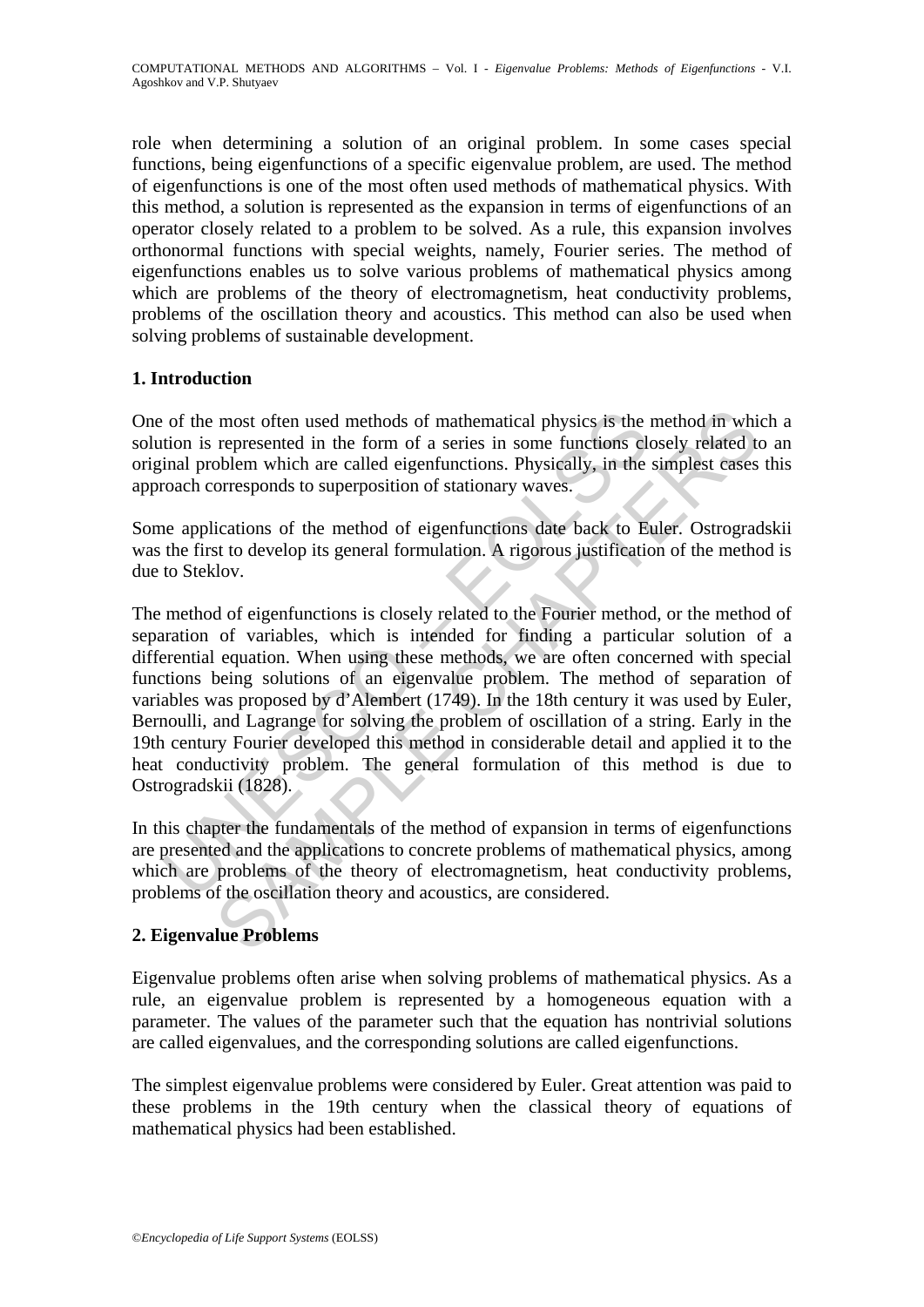role when determining a solution of an original problem. In some cases special functions, being eigenfunctions of a specific eigenvalue problem, are used. The method of eigenfunctions is one of the most often used methods of mathematical physics. With this method, a solution is represented as the expansion in terms of eigenfunctions of an operator closely related to a problem to be solved. As a rule, this expansion involves orthonormal functions with special weights, namely, Fourier series. The method of eigenfunctions enables us to solve various problems of mathematical physics among which are problems of the theory of electromagnetism, heat conductivity problems, problems of the oscillation theory and acoustics. This method can also be used when solving problems of sustainable development.

## 1. Introduction

One of the most often used methods of mathematical physics is the method in which a solution is represented in the form of a series in some functions closely related to an original problem which are called eigenfunctions. Physically, in the simplest cases this approach corresponds to superposition of stationary waves.

Some applications of the method of eigenfunctions date back to Euler. Ostrogradskii was the first to develop its general formulation. A rigorous justification of the method is due to Steklov.

The method of eigenfunctions is closely related to the Fourier method, or the method of separation of variables, which is intended for finding a particular solution of a differential equation. When using these methods, we are often concerned with special functions being solutions of an eigenvalue problem. The method of separation of variables was proposed by d'Alembert (1749). In the 18th century it was used by Euler, Bernoulli, and Lagrange for solving the problem of oscillation of a string. Early in the 19th century Fourier developed this method in considerable detail and applied it to the heat conductivity problem. The general formulation of this method is due to Ostrogradskii (1828).

In this chapter the fundamentals of the method of expansion in terms of eigenfunctions are presented and the applications to concrete problems of mathematical physics, among which are problems of the theory of electromagnetism, heat conductivity problems, problems of the oscillation theory and acoustics, are considered.

## 2. Eigenvalue Problems

Eigenvalue problems often arise when solving problems of mathematical physics. As a rule, an eigenvalue problem is represented by a homogeneous equation with a parameter. The values of the parameter such that the equation has nontrivial solutions are called eigenvalues, and the corresponding solutions are called eigenfunctions.

The simplest eigenvalue problems were considered by Euler. Great attention was paid to these problems in the 19th century when the classical theory of equations of mathematical physics had been established.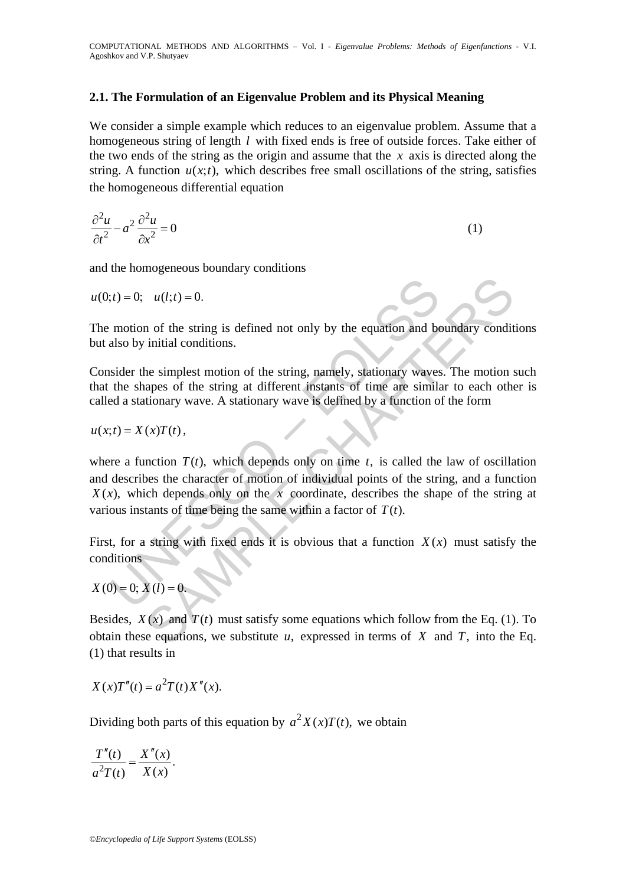### 2.1. The Formulation of an Eigenvalue Problem and its Physical Meaning

We consider a simple example which reduces to an eigenvalue problem. Assume that a homogeneous string of length $l$ with fixed ends is free of outside forces. Take either of the two ends of the string as the origin and assume that the $x$ axis is directed along the string. A function $u(x;t)$, which describes free small oscillations of the string, satisfies the homogeneous differential equation

$$\frac{\partial^2 u}{\partial t^2} - a^2 \frac{\partial^2 u}{\partial x^2} = 0 \tag{1}$$

and the homogeneous boundary conditions

$$u(0;t) = 0; \quad u(l;t) = 0.$$

The motion of the string is defined not only by the equation and boundary conditions but also by initial conditions.

Consider the simplest motion of the string, namely, stationary waves. The motion such that the shapes of the string at different instants of time are similar to each other is called a stationary wave. A stationary wave is defined by a function of the form

$$u(x;t) = X(x)T(t),$$

where a function $T(t)$, which depends only on time $t$, is called the law of oscillation and describes the character of motion of individual points of the string, and a function $X(x)$, which depends only on the $x$ coordinate, describes the shape of the string at various instants of time being the same within a factor of $T(t)$.

First, for a string with fixed ends it is obvious that a function $X(x)$ must satisfy the conditions

$$X(0) = 0; \; X(l) = 0.$$

Besides, $X(x)$ and $T(t)$ must satisfy some equations which follow from the Eq. (1). To obtain these equations, we substitute $u$, expressed in terms of $X$ and $T$, into the Eq. (1) that results in

$$X(x)T''(t) = a^2 T(t)X''(x).$$

Dividing both parts of this equation by $a^2 X(x)T(t)$, we obtain

$$\frac{T''(t)}{a^2 T(t)} = \frac{X''(x)}{X(x)}.$$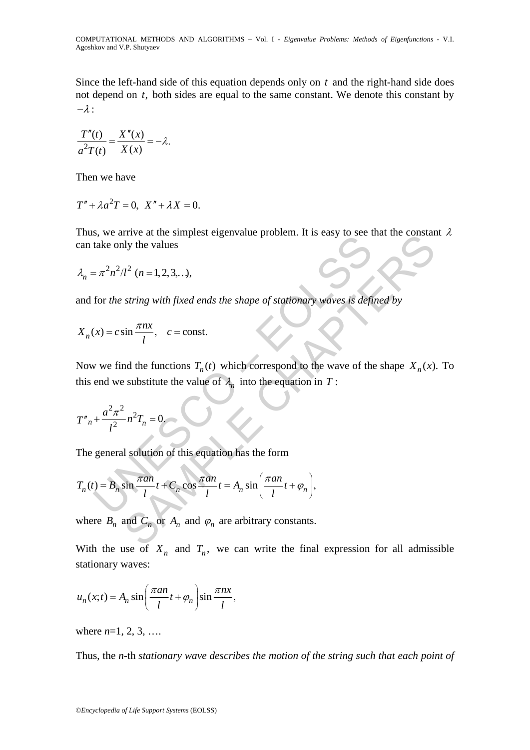Since the left-hand side of this equation depends only on $t$ and the right-hand side does not depend on $t$, both sides are equal to the same constant. We denote this constant by $-\lambda$:

$$\frac{T''(t)}{a^2T(t)} = \frac{X''(x)}{X(x)} = -\lambda.$$

Then we have

$$T'' + \lambda a^2 T = 0, \;\; X'' + \lambda X = 0.$$

Thus, we arrive at the simplest eigenvalue problem. It is easy to see that the constant $\lambda$ can take only the values

$$\lambda_n = \pi^2 n^2 / l^2 \;\; (n = 1, 2, 3, \ldots),$$

and for *the string with fixed ends the shape of stationary waves is defined by*

$$X_n(x) = c \sin\frac{\pi n x}{l}, \quad c = \text{const}.$$

Now we find the functions $T_n(t)$ which correspond to the wave of the shape $X_n(x)$. To this end we substitute the value of $\lambda_n$ into the equation in $T$:

$$T''_n + \frac{a^2\pi^2}{l^2} n^2 T_n = 0.$$

The general solution of this equation has the form

$$T_n(t) = B_n \sin\frac{\pi a n}{l} t + C_n \cos\frac{\pi a n}{l} t = A_n \sin\left(\frac{\pi a n}{l} t + \varphi_n\right),$$

where $B_n$ and $C_n$ or $A_n$ and $\varphi_n$ are arbitrary constants.

With the use of $X_n$ and $T_n$, we can write the final expression for all admissible stationary waves:

$$u_n(x;t) = A_n \sin\left(\frac{\pi a n}{l} t + \varphi_n\right) \sin\frac{\pi n x}{l},$$

where $n$=1, 2, 3, ….

Thus, the *n*-th *stationary wave describes the motion of the string such that each point of*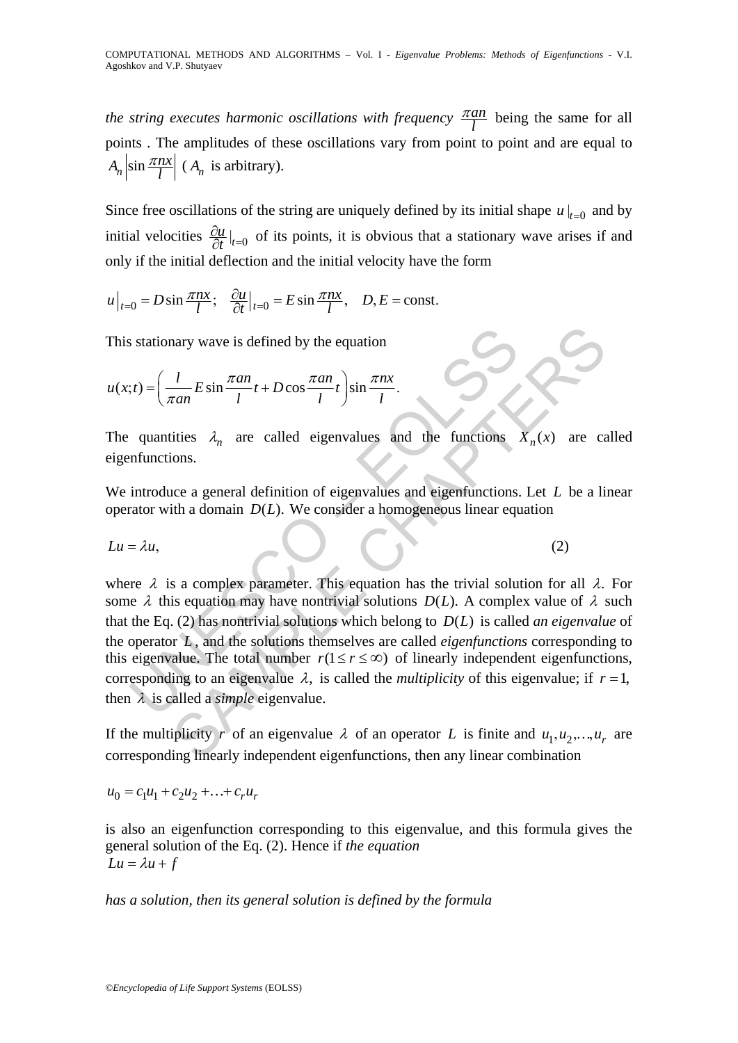*the string executes harmonic oscillations with frequency* $\frac{\pi an}{l}$ being the same for all points . The amplitudes of these oscillations vary from point to point and are equal to $A_n\left|\sin\frac{\pi nx}{l}\right|$ ( $A_n$ is arbitrary).

Since free oscillations of the string are uniquely defined by its initial shape $u|_{t=0}$ and by initial velocities $\frac{\partial u}{\partial t}|_{t=0}$ of its points, it is obvious that a stationary wave arises if and only if the initial deflection and the initial velocity have the form

$$u\big|_{t=0} = D\sin\frac{\pi nx}{l};\quad \frac{\partial u}{\partial t}\Big|_{t=0} = E\sin\frac{\pi nx}{l},\quad D, E = \text{const}.$$

This stationary wave is defined by the equation

$$u(x;t) = \left(\frac{l}{\pi an}E\sin\frac{\pi an}{l}t + D\cos\frac{\pi an}{l}t\right)\sin\frac{\pi nx}{l}.$$

The quantities $\lambda_n$ are called eigenvalues and the functions $X_n(x)$ are called eigenfunctions.

We introduce a general definition of eigenvalues and eigenfunctions. Let $L$ be a linear operator with a domain $D(L)$. We consider a homogeneous linear equation

$$Lu = \lambda u, \qquad (2)$$

where $\lambda$ is a complex parameter. This equation has the trivial solution for all $\lambda$. For some $\lambda$ this equation may have nontrivial solutions $D(L)$. A complex value of $\lambda$ such that the Eq. (2) has nontrivial solutions which belong to $D(L)$ is called *an eigenvalue* of the operator $L$, and the solutions themselves are called *eigenfunctions* corresponding to this eigenvalue. The total number $r(1 \le r \le \infty)$ of linearly independent eigenfunctions, corresponding to an eigenvalue $\lambda$, is called the *multiplicity* of this eigenvalue; if $r = 1$, then $\lambda$ is called a *simple* eigenvalue.

If the multiplicity $r$ of an eigenvalue $\lambda$ of an operator $L$ is finite and $u_1, u_2, \ldots, u_r$ are corresponding linearly independent eigenfunctions, then any linear combination

$$u_0 = c_1u_1 + c_2u_2 + \ldots + c_ru_r$$

is also an eigenfunction corresponding to this eigenvalue, and this formula gives the general solution of the Eq. (2). Hence if *the equation*
$Lu = \lambda u + f$

*has a solution, then its general solution is defined by the formula*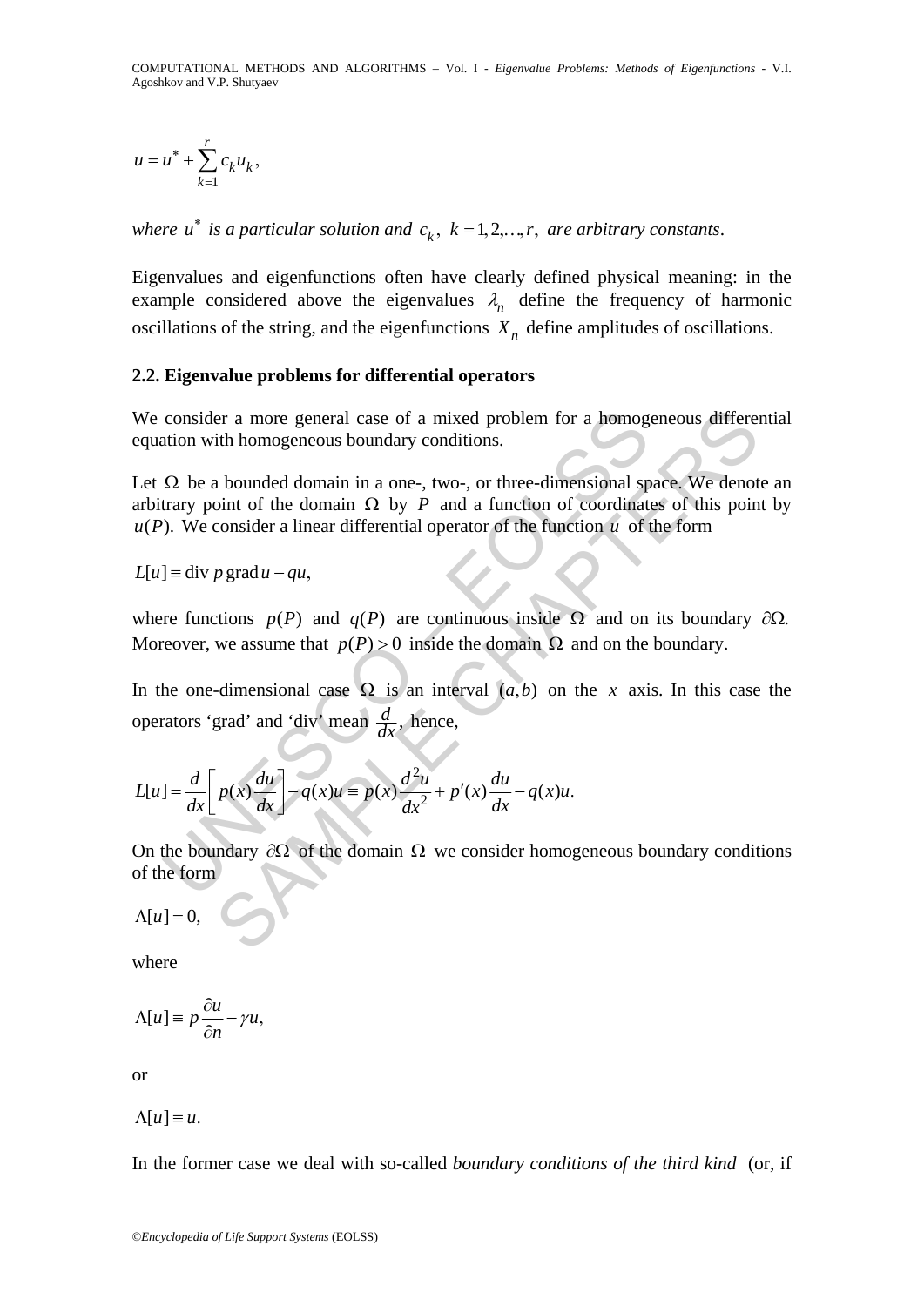$$u = u^* + \sum_{k=1}^{r} c_k u_k,$$

*where* $u^*$ *is a particular solution and* $c_k$, $k = 1, 2, \ldots, r$, *are arbitrary constants*.

Eigenvalues and eigenfunctions often have clearly defined physical meaning: in the example considered above the eigenvalues $\lambda_n$ define the frequency of harmonic oscillations of the string, and the eigenfunctions $X_n$ define amplitudes of oscillations.

### 2.2. Eigenvalue problems for differential operators

We consider a more general case of a mixed problem for a homogeneous differential equation with homogeneous boundary conditions.

Let $\Omega$ be a bounded domain in a one-, two-, or three-dimensional space. We denote an arbitrary point of the domain $\Omega$ by $P$ and a function of coordinates of this point by $u(P)$. We consider a linear differential operator of the function $u$ of the form

$$L[u] \equiv \operatorname{div} p \operatorname{grad} u - qu,$$

where functions $p(P)$ and $q(P)$ are continuous inside $\Omega$ and on its boundary $\partial\Omega$. Moreover, we assume that $p(P) > 0$ inside the domain $\Omega$ and on the boundary.

In the one-dimensional case $\Omega$ is an interval $(a,b)$ on the $x$ axis. In this case the operators 'grad' and 'div' mean $\dfrac{d}{dx}$, hence,

$$L[u] = \frac{d}{dx}\left[ p(x)\frac{du}{dx} \right] - q(x)u \equiv p(x)\frac{d^2u}{dx^2} + p'(x)\frac{du}{dx} - q(x)u.$$

On the boundary $\partial\Omega$ of the domain $\Omega$ we consider homogeneous boundary conditions of the form

$$\Lambda[u] = 0,$$

where

$$\Lambda[u] \equiv p\frac{\partial u}{\partial n} - \gamma u,$$

or

$$\Lambda[u] \equiv u.$$

In the former case we deal with so-called *boundary conditions of the third kind* (or, if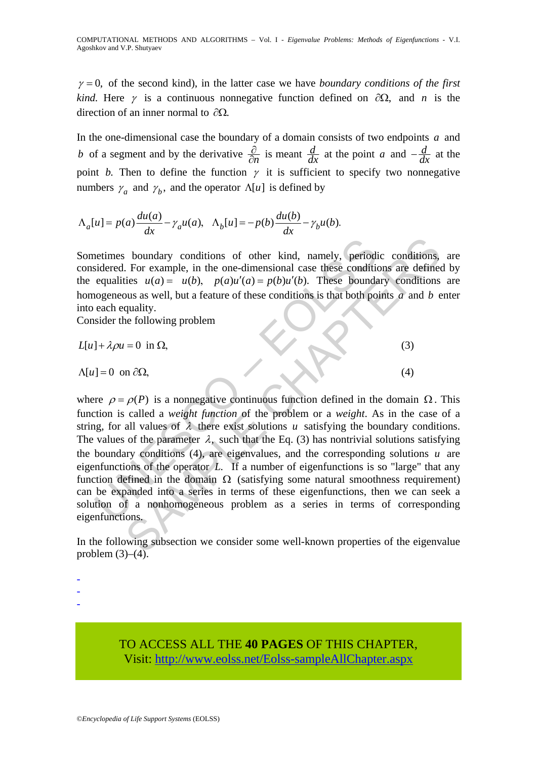$\gamma = 0$, of the second kind), in the latter case we have *boundary conditions of the first kind.* Here $\gamma$ is a continuous nonnegative function defined on $\partial\Omega$, and $n$ is the direction of an inner normal to $\partial\Omega$.

In the one-dimensional case the boundary of a domain consists of two endpoints $a$ and $b$ of a segment and by the derivative $\frac{\partial}{\partial n}$ is meant $\frac{d}{dx}$ at the point $a$ and $-\frac{d}{dx}$ at the point $b$. Then to define the function $\gamma$ it is sufficient to specify two nonnegative numbers $\gamma_a$ and $\gamma_b$, and the operator $\Lambda[u]$ is defined by

$$\Lambda_a[u] = p(a)\frac{du(a)}{dx} - \gamma_a u(a), \quad \Lambda_b[u] = -p(b)\frac{du(b)}{dx} - \gamma_b u(b).$$

Sometimes boundary conditions of other kind, namely, periodic conditions, are considered. For example, in the one-dimensional case these conditions are defined by the equalities $u(a) = u(b)$, $p(a)u'(a) = p(b)u'(b)$. These boundary conditions are homogeneous as well, but a feature of these conditions is that both points $a$ and $b$ enter into each equality.

Consider the following problem

$$L[u] + \lambda\rho u = 0 \text{ in } \Omega, \tag{3}$$

$$\Lambda[u] = 0 \text{ on } \partial\Omega, \tag{4}$$

where $\rho = \rho(P)$ is a nonnegative continuous function defined in the domain $\Omega$. This function is called a *weight function* of the problem or a *weight*. As in the case of a string, for all values of $\lambda$ there exist solutions $u$ satisfying the boundary conditions. The values of the parameter $\lambda$, such that the Eq. (3) has nontrivial solutions satisfying the boundary conditions (4), are eigenvalues, and the corresponding solutions $u$ are eigenfunctions of the operator $L$. If a number of eigenfunctions is so "large" that any function defined in the domain $\Omega$ (satisfying some natural smoothness requirement) can be expanded into a series in terms of these eigenfunctions, then we can seek a solution of a nonhomogeneous problem as a series in terms of corresponding eigenfunctions.

In the following subsection we consider some well-known properties of the eigenvalue problem (3)–(4).

-
-
-

TO ACCESS ALL THE **40 PAGES** OF THIS CHAPTER,
Visit: http://www.eolss.net/Eolss-sampleAllChapter.aspx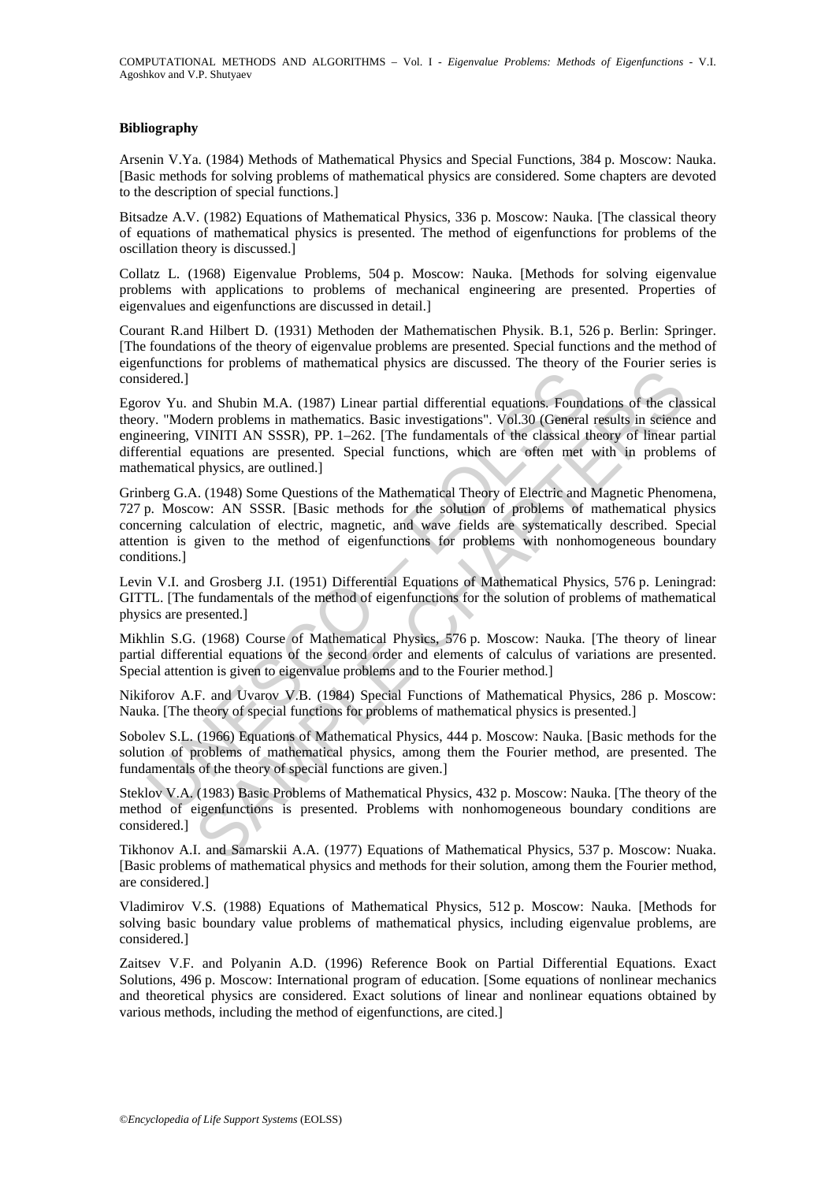## Bibliography

Arsenin V.Ya. (1984) Methods of Mathematical Physics and Special Functions, 384 p. Moscow: Nauka. [Basic methods for solving problems of mathematical physics are considered. Some chapters are devoted to the description of special functions.]

Bitsadze A.V. (1982) Equations of Mathematical Physics, 336 p. Moscow: Nauka. [The classical theory of equations of mathematical physics is presented. The method of eigenfunctions for problems of the oscillation theory is discussed.]

Collatz L. (1968) Eigenvalue Problems, 504 p. Moscow: Nauka. [Methods for solving eigenvalue problems with applications to problems of mechanical engineering are presented. Properties of eigenvalues and eigenfunctions are discussed in detail.]

Courant R.and Hilbert D. (1931) Methoden der Mathematischen Physik. B.1, 526 p. Berlin: Springer. [The foundations of the theory of eigenvalue problems are presented. Special functions and the method of eigenfunctions for problems of mathematical physics are discussed. The theory of the Fourier series is considered.]

Egorov Yu. and Shubin M.A. (1987) Linear partial differential equations. Foundations of the classical theory. "Modern problems in mathematics. Basic investigations". Vol.30 (General results in science and engineering, VINITI AN SSSR), PP. 1–262. [The fundamentals of the classical theory of linear partial differential equations are presented. Special functions, which are often met with in problems of mathematical physics, are outlined.]

Grinberg G.A. (1948) Some Questions of the Mathematical Theory of Electric and Magnetic Phenomena, 727 p. Moscow: AN SSSR. [Basic methods for the solution of problems of mathematical physics concerning calculation of electric, magnetic, and wave fields are systematically described. Special attention is given to the method of eigenfunctions for problems with nonhomogeneous boundary conditions.]

Levin V.I. and Grosberg J.I. (1951) Differential Equations of Mathematical Physics, 576 p. Leningrad: GITTL. [The fundamentals of the method of eigenfunctions for the solution of problems of mathematical physics are presented.]

Mikhlin S.G. (1968) Course of Mathematical Physics, 576 p. Moscow: Nauka. [The theory of linear partial differential equations of the second order and elements of calculus of variations are presented. Special attention is given to eigenvalue problems and to the Fourier method.]

Nikiforov A.F. and Uvarov V.B. (1984) Special Functions of Mathematical Physics, 286 p. Moscow: Nauka. [The theory of special functions for problems of mathematical physics is presented.]

Sobolev S.L. (1966) Equations of Mathematical Physics, 444 p. Moscow: Nauka. [Basic methods for the solution of problems of mathematical physics, among them the Fourier method, are presented. The fundamentals of the theory of special functions are given.]

Steklov V.A. (1983) Basic Problems of Mathematical Physics, 432 p. Moscow: Nauka. [The theory of the method of eigenfunctions is presented. Problems with nonhomogeneous boundary conditions are considered.]

Tikhonov A.I. and Samarskii A.A. (1977) Equations of Mathematical Physics, 537 p. Moscow: Nuaka. [Basic problems of mathematical physics and methods for their solution, among them the Fourier method, are considered.]

Vladimirov V.S. (1988) Equations of Mathematical Physics, 512 p. Moscow: Nauka. [Methods for solving basic boundary value problems of mathematical physics, including eigenvalue problems, are considered.]

Zaitsev V.F. and Polyanin A.D. (1996) Reference Book on Partial Differential Equations. Exact Solutions, 496 p. Moscow: International program of education. [Some equations of nonlinear mechanics and theoretical physics are considered. Exact solutions of linear and nonlinear equations obtained by various methods, including the method of eigenfunctions, are cited.]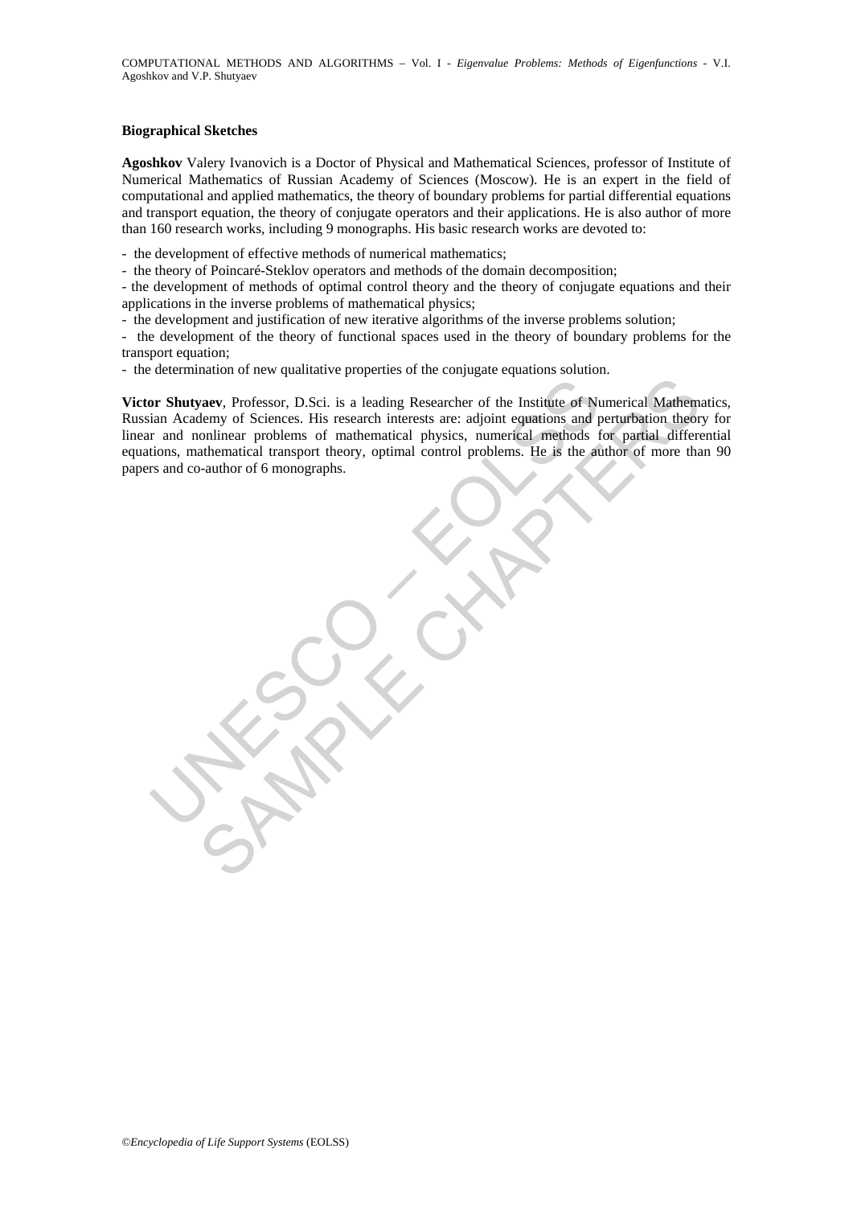**Biographical Sketches**

**Agoshkov** Valery Ivanovich is a Doctor of Physical and Mathematical Sciences, professor of Institute of Numerical Mathematics of Russian Academy of Sciences (Moscow). He is an expert in the field of computational and applied mathematics, the theory of boundary problems for partial differential equations and transport equation, the theory of conjugate operators and their applications. He is also author of more than 160 research works, including 9 monographs. His basic research works are devoted to:

- the development of effective methods of numerical mathematics;
- the theory of Poincaré-Steklov operators and methods of the domain decomposition;
- the development of methods of optimal control theory and the theory of conjugate equations and their applications in the inverse problems of mathematical physics;
- the development and justification of new iterative algorithms of the inverse problems solution;
- the development of the theory of functional spaces used in the theory of boundary problems for the transport equation;
- the determination of new qualitative properties of the conjugate equations solution.

**Victor Shutyaev**, Professor, D.Sci. is a leading Researcher of the Institute of Numerical Mathematics, Russian Academy of Sciences. His research interests are: adjoint equations and perturbation theory for linear and nonlinear problems of mathematical physics, numerical methods for partial differential equations, mathematical transport theory, optimal control problems. He is the author of more than 90 papers and co-author of 6 monographs.